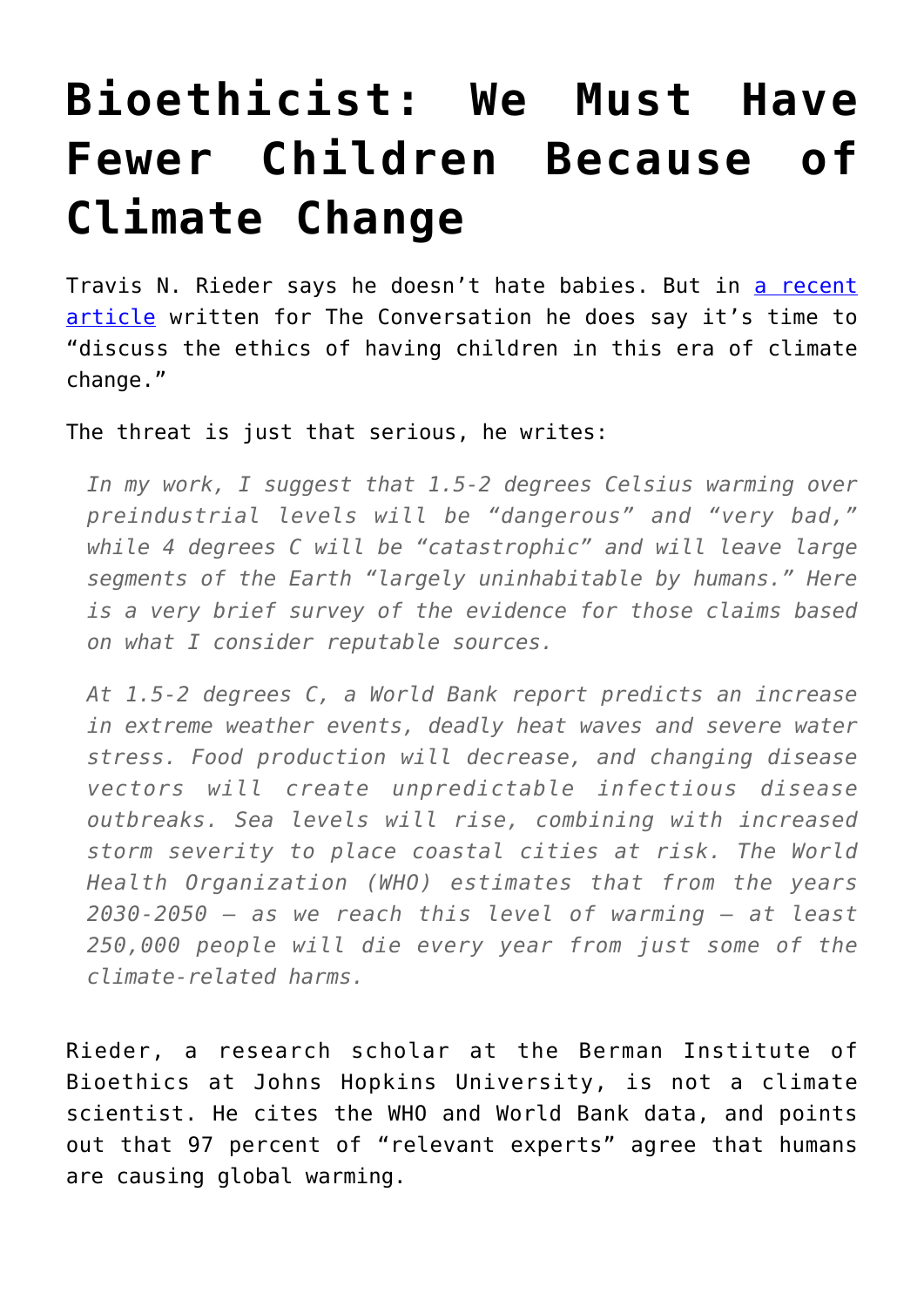# Bioethicist: We Must Have Fewer Children Because of Climate Change

Travis N. Rieder says he doesn't hate babies. But in [a recent article](a recent article) written for The Conversation he does say it's time to "discuss the ethics of having children in this era of climate change."

The threat is just that serious, he writes:

> *In my work, I suggest that 1.5-2 degrees Celsius warming over preindustrial levels will be "dangerous" and "very bad," while 4 degrees C will be "catastrophic" and will leave large segments of the Earth "largely uninhabitable by humans." Here is a very brief survey of the evidence for those claims based on what I consider reputable sources.*
>
> *At 1.5-2 degrees C, a World Bank report predicts an increase in extreme weather events, deadly heat waves and severe water stress. Food production will decrease, and changing disease vectors will create unpredictable infectious disease outbreaks. Sea levels will rise, combining with increased storm severity to place coastal cities at risk. The World Health Organization (WHO) estimates that from the years 2030-2050 – as we reach this level of warming – at least 250,000 people will die every year from just some of the climate-related harms.*

Rieder, a research scholar at the Berman Institute of Bioethics at Johns Hopkins University, is not a climate scientist. He cites the WHO and World Bank data, and points out that 97 percent of "relevant experts" agree that humans are causing global warming.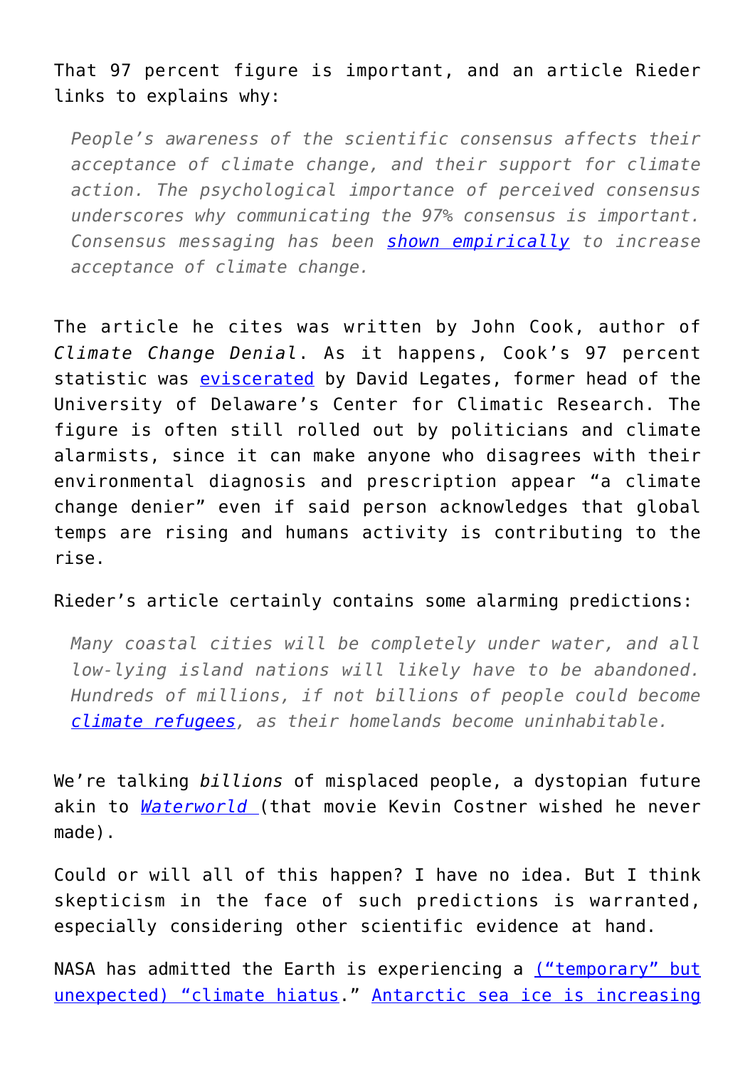That 97 percent figure is important, and an article Rieder links to explains why:

> *People's awareness of the scientific consensus affects their acceptance of climate change, and their support for climate action. The psychological importance of perceived consensus underscores why communicating the 97% consensus is important. Consensus messaging has been shown empirically to increase acceptance of climate change.*

The article he cites was written by John Cook, author of *Climate Change Denial*. As it happens, Cook's 97 percent statistic was eviscerated by David Legates, former head of the University of Delaware's Center for Climatic Research. The figure is often still rolled out by politicians and climate alarmists, since it can make anyone who disagrees with their environmental diagnosis and prescription appear "a climate change denier" even if said person acknowledges that global temps are rising and humans activity is contributing to the rise.

Rieder's article certainly contains some alarming predictions:

> *Many coastal cities will be completely under water, and all low-lying island nations will likely have to be abandoned. Hundreds of millions, if not billions of people could become climate refugees, as their homelands become uninhabitable.*

We're talking *billions* of misplaced people, a dystopian future akin to *Waterworld* (that movie Kevin Costner wished he never made).

Could or will all of this happen? I have no idea. But I think skepticism in the face of such predictions is warranted, especially considering other scientific evidence at hand.

NASA has admitted the Earth is experiencing a ("temporary" but unexpected) "climate hiatus." Antarctic sea ice is increasing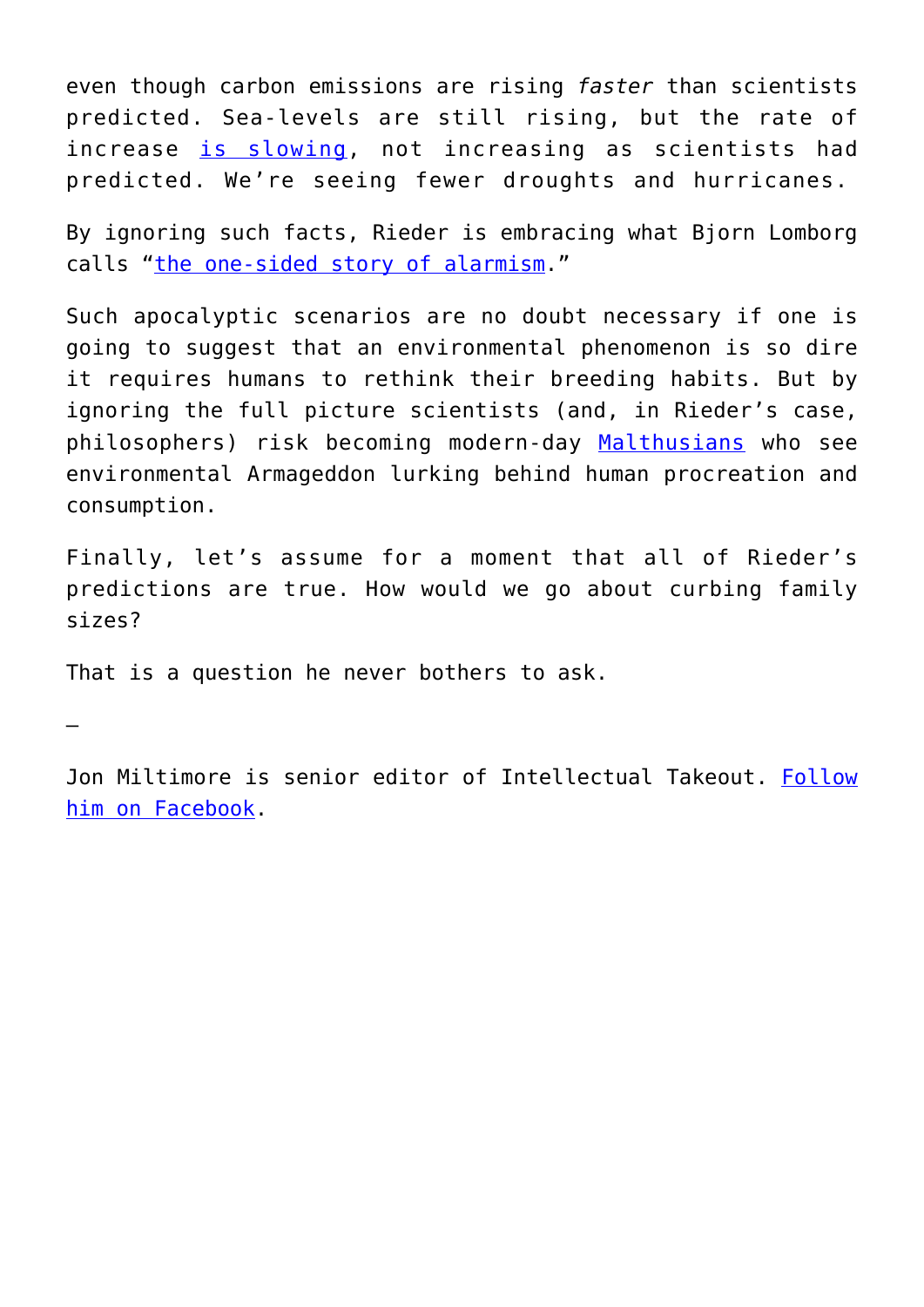even though carbon emissions are rising *faster* than scientists predicted. Sea-levels are still rising, but the rate of increase is slowing, not increasing as scientists had predicted. We're seeing fewer droughts and hurricanes.

By ignoring such facts, Rieder is embracing what Bjorn Lomborg calls "the one-sided story of alarmism."

Such apocalyptic scenarios are no doubt necessary if one is going to suggest that an environmental phenomenon is so dire it requires humans to rethink their breeding habits. But by ignoring the full picture scientists (and, in Rieder's case, philosophers) risk becoming modern-day Malthusians who see environmental Armageddon lurking behind human procreation and consumption.

Finally, let's assume for a moment that all of Rieder's predictions are true. How would we go about curbing family sizes?

That is a question he never bothers to ask.

—

Jon Miltimore is senior editor of Intellectual Takeout. Follow him on Facebook.